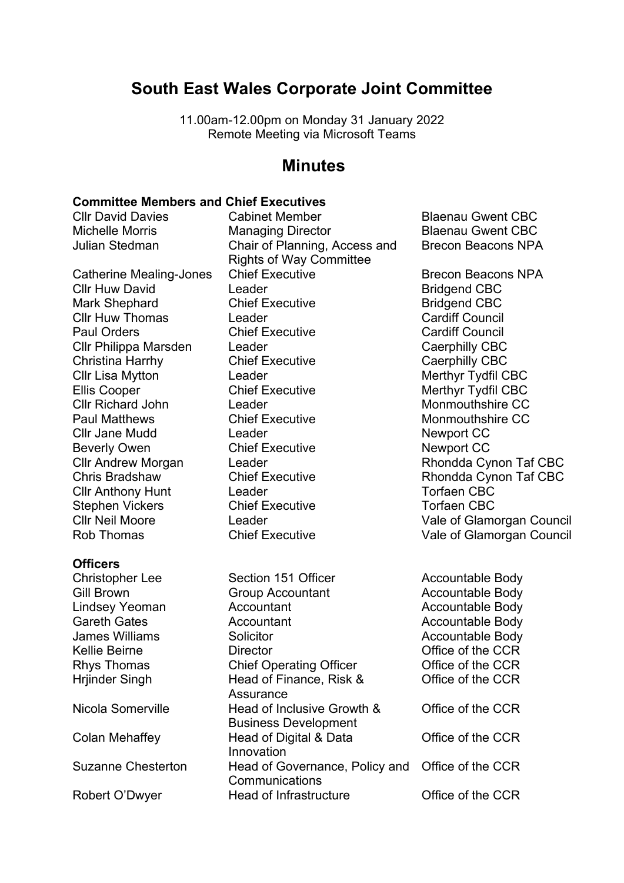# South East Wales Corporate Joint Committee

11.00am-12.00pm on Monday 31 January 2022
Remote Meeting via Microsoft Teams

## Minutes

### Committee Members and Chief Executives

| | | |
|---|---|---|
| Cllr David Davies | Cabinet Member | Blaenau Gwent CBC |
| Michelle Morris | Managing Director | Blaenau Gwent CBC |
| Julian Stedman | Chair of Planning, Access and Rights of Way Committee | Brecon Beacons NPA |
| Catherine Mealing-Jones | Chief Executive | Brecon Beacons NPA |
| Cllr Huw David | Leader | Bridgend CBC |
| Mark Shephard | Chief Executive | Bridgend CBC |
| Cllr Huw Thomas | Leader | Cardiff Council |
| Paul Orders | Chief Executive | Cardiff Council |
| Cllr Philippa Marsden | Leader | Caerphilly CBC |
| Christina Harrhy | Chief Executive | Caerphilly CBC |
| Cllr Lisa Mytton | Leader | Merthyr Tydfil CBC |
| Ellis Cooper | Chief Executive | Merthyr Tydfil CBC |
| Cllr Richard John | Leader | Monmouthshire CC |
| Paul Matthews | Chief Executive | Monmouthshire CC |
| Cllr Jane Mudd | Leader | Newport CC |
| Beverly Owen | Chief Executive | Newport CC |
| Cllr Andrew Morgan | Leader | Rhondda Cynon Taf CBC |
| Chris Bradshaw | Chief Executive | Rhondda Cynon Taf CBC |
| Cllr Anthony Hunt | Leader | Torfaen CBC |
| Stephen Vickers | Chief Executive | Torfaen CBC |
| Cllr Neil Moore | Leader | Vale of Glamorgan Council |
| Rob Thomas | Chief Executive | Vale of Glamorgan Council |

### Officers

| | | |
|---|---|---|
| Christopher Lee | Section 151 Officer | Accountable Body |
| Gill Brown | Group Accountant | Accountable Body |
| Lindsey Yeoman | Accountant | Accountable Body |
| Gareth Gates | Accountant | Accountable Body |
| James Williams | Solicitor | Accountable Body |
| Kellie Beirne | Director | Office of the CCR |
| Rhys Thomas | Chief Operating Officer | Office of the CCR |
| Hrjinder Singh | Head of Finance, Risk & Assurance | Office of the CCR |
| Nicola Somerville | Head of Inclusive Growth & Business Development | Office of the CCR |
| Colan Mehaffey | Head of Digital & Data Innovation | Office of the CCR |
| Suzanne Chesterton | Head of Governance, Policy and Communications | Office of the CCR |
| Robert O'Dwyer | Head of Infrastructure | Office of the CCR |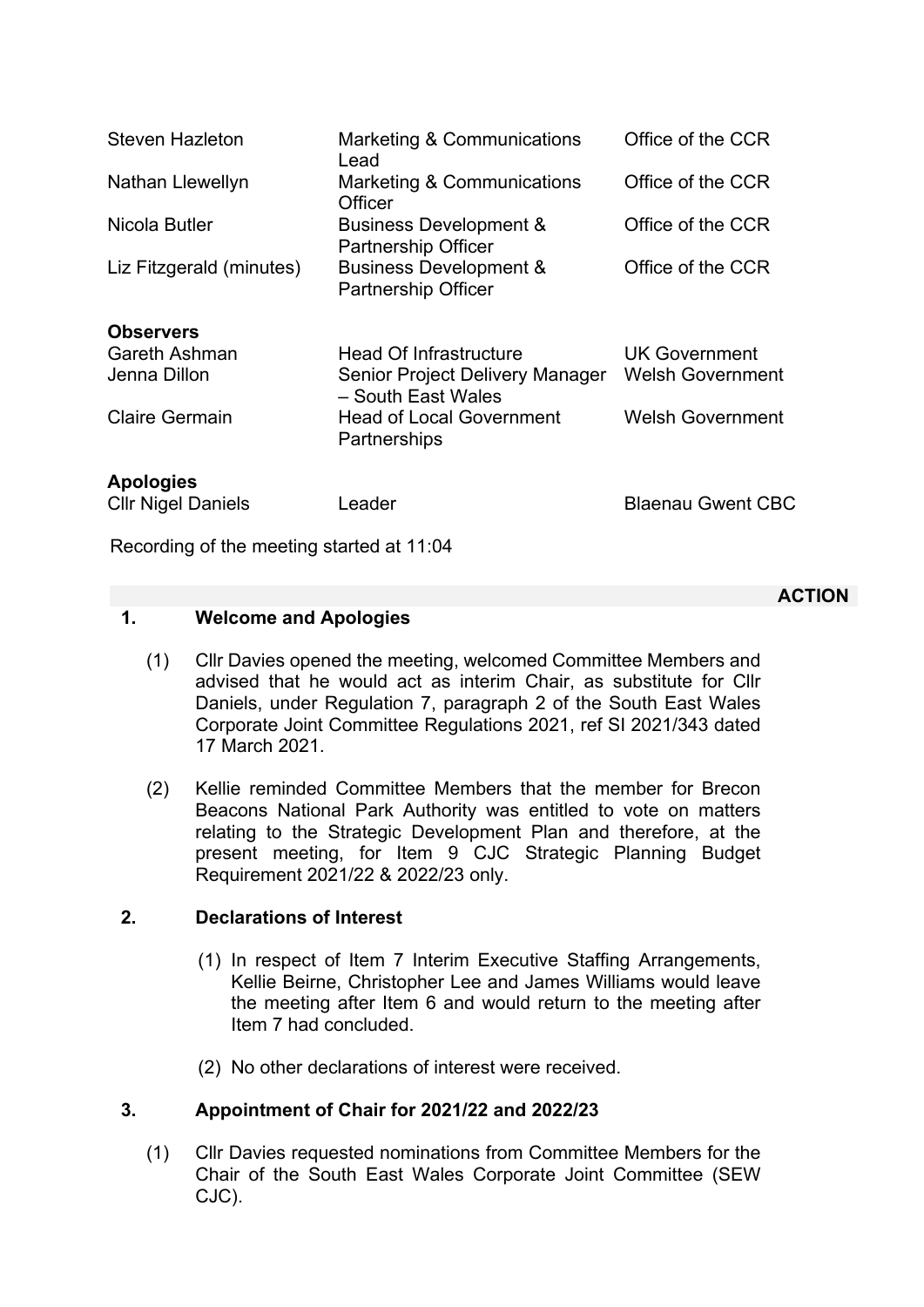| | | |
|---|---|---|
| Steven Hazleton | Marketing & Communications Lead | Office of the CCR |
| Nathan Llewellyn | Marketing & Communications Officer | Office of the CCR |
| Nicola Butler | Business Development & Partnership Officer | Office of the CCR |
| Liz Fitzgerald (minutes) | Business Development & Partnership Officer | Office of the CCR |
| **Observers** | | |
| Gareth Ashman | Head Of Infrastructure | UK Government |
| Jenna Dillon | Senior Project Delivery Manager – South East Wales | Welsh Government |
| Claire Germain | Head of Local Government Partnerships | Welsh Government |
| **Apologies** | | |
| Cllr Nigel Daniels | Leader | Blaenau Gwent CBC |

Recording of the meeting started at 11:04

**ACTION**

**1. Welcome and Apologies**

(1) Cllr Davies opened the meeting, welcomed Committee Members and advised that he would act as interim Chair, as substitute for Cllr Daniels, under Regulation 7, paragraph 2 of the South East Wales Corporate Joint Committee Regulations 2021, ref SI 2021/343 dated 17 March 2021.

(2) Kellie reminded Committee Members that the member for Brecon Beacons National Park Authority was entitled to vote on matters relating to the Strategic Development Plan and therefore, at the present meeting, for Item 9 CJC Strategic Planning Budget Requirement 2021/22 & 2022/23 only.

**2. Declarations of Interest**

(1) In respect of Item 7 Interim Executive Staffing Arrangements, Kellie Beirne, Christopher Lee and James Williams would leave the meeting after Item 6 and would return to the meeting after Item 7 had concluded.

(2) No other declarations of interest were received.

**3. Appointment of Chair for 2021/22 and 2022/23**

(1) Cllr Davies requested nominations from Committee Members for the Chair of the South East Wales Corporate Joint Committee (SEW CJC).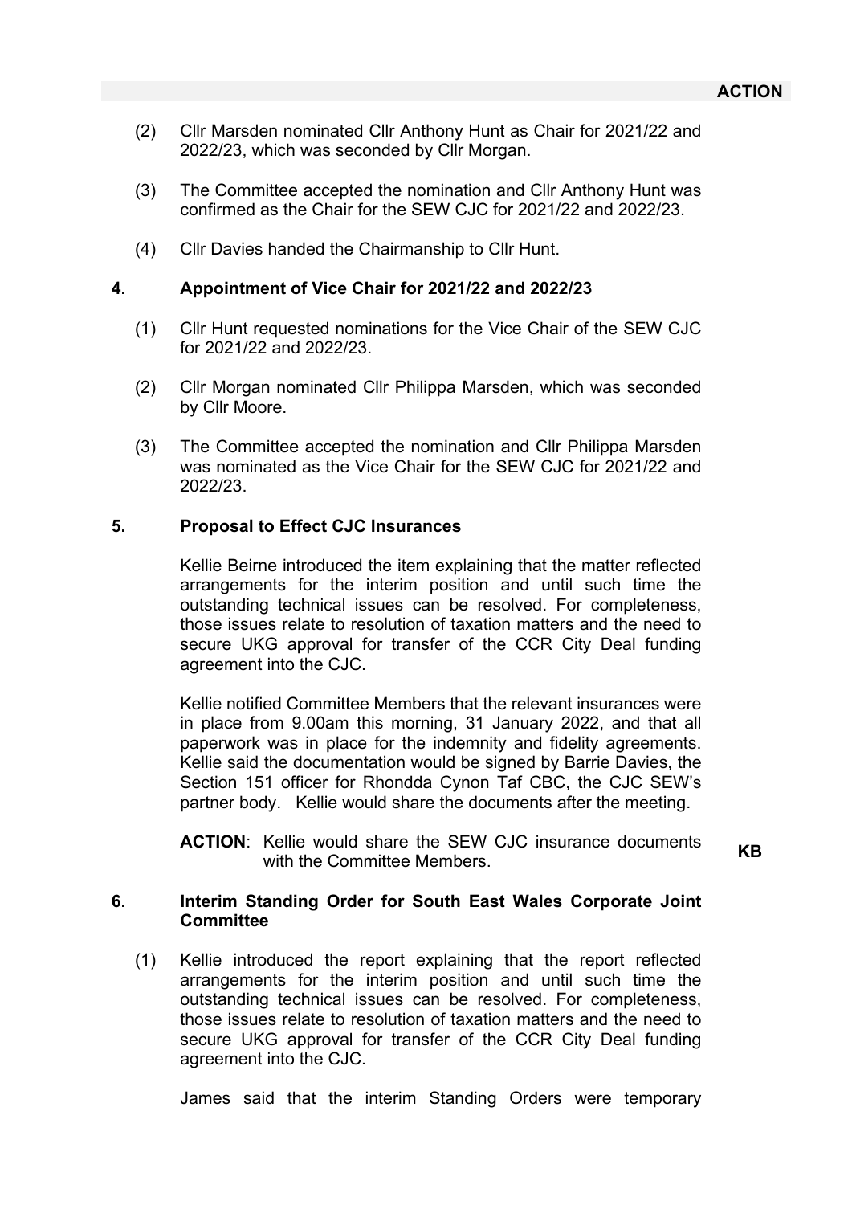**ACTION**

(2) Cllr Marsden nominated Cllr Anthony Hunt as Chair for 2021/22 and 2022/23, which was seconded by Cllr Morgan.

(3) The Committee accepted the nomination and Cllr Anthony Hunt was confirmed as the Chair for the SEW CJC for 2021/22 and 2022/23.

(4) Cllr Davies handed the Chairmanship to Cllr Hunt.

## 4. Appointment of Vice Chair for 2021/22 and 2022/23

(1) Cllr Hunt requested nominations for the Vice Chair of the SEW CJC for 2021/22 and 2022/23.

(2) Cllr Morgan nominated Cllr Philippa Marsden, which was seconded by Cllr Moore.

(3) The Committee accepted the nomination and Cllr Philippa Marsden was nominated as the Vice Chair for the SEW CJC for 2021/22 and 2022/23.

## 5. Proposal to Effect CJC Insurances

Kellie Beirne introduced the item explaining that the matter reflected arrangements for the interim position and until such time the outstanding technical issues can be resolved. For completeness, those issues relate to resolution of taxation matters and the need to secure UKG approval for transfer of the CCR City Deal funding agreement into the CJC.

Kellie notified Committee Members that the relevant insurances were in place from 9.00am this morning, 31 January 2022, and that all paperwork was in place for the indemnity and fidelity agreements. Kellie said the documentation would be signed by Barrie Davies, the Section 151 officer for Rhondda Cynon Taf CBC, the CJC SEW's partner body. Kellie would share the documents after the meeting.

**ACTION**: Kellie would share the SEW CJC insurance documents with the Committee Members. **KB**

## 6. Interim Standing Order for South East Wales Corporate Joint Committee

(1) Kellie introduced the report explaining that the report reflected arrangements for the interim position and until such time the outstanding technical issues can be resolved. For completeness, those issues relate to resolution of taxation matters and the need to secure UKG approval for transfer of the CCR City Deal funding agreement into the CJC.

James said that the interim Standing Orders were temporary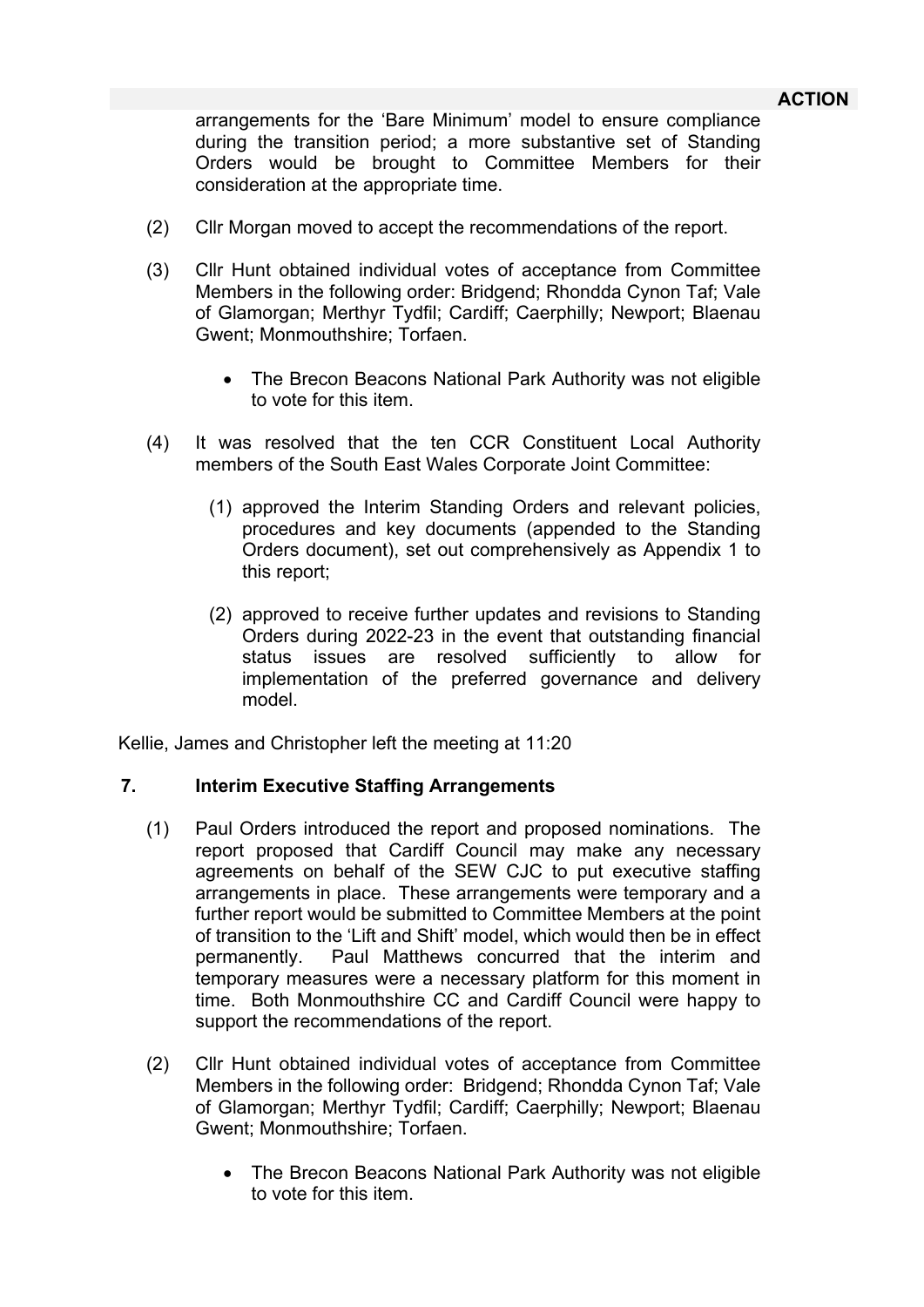**ACTION**

arrangements for the 'Bare Minimum' model to ensure compliance during the transition period; a more substantive set of Standing Orders would be brought to Committee Members for their consideration at the appropriate time.

(2) Cllr Morgan moved to accept the recommendations of the report.

(3) Cllr Hunt obtained individual votes of acceptance from Committee Members in the following order: Bridgend; Rhondda Cynon Taf; Vale of Glamorgan; Merthyr Tydfil; Cardiff; Caerphilly; Newport; Blaenau Gwent; Monmouthshire; Torfaen.

- The Brecon Beacons National Park Authority was not eligible to vote for this item.

(4) It was resolved that the ten CCR Constituent Local Authority members of the South East Wales Corporate Joint Committee:

(1) approved the Interim Standing Orders and relevant policies, procedures and key documents (appended to the Standing Orders document), set out comprehensively as Appendix 1 to this report;

(2) approved to receive further updates and revisions to Standing Orders during 2022-23 in the event that outstanding financial status issues are resolved sufficiently to allow for implementation of the preferred governance and delivery model.

Kellie, James and Christopher left the meeting at 11:20

## 7. Interim Executive Staffing Arrangements

(1) Paul Orders introduced the report and proposed nominations. The report proposed that Cardiff Council may make any necessary agreements on behalf of the SEW CJC to put executive staffing arrangements in place. These arrangements were temporary and a further report would be submitted to Committee Members at the point of transition to the 'Lift and Shift' model, which would then be in effect permanently. Paul Matthews concurred that the interim and temporary measures were a necessary platform for this moment in time. Both Monmouthshire CC and Cardiff Council were happy to support the recommendations of the report.

(2) Cllr Hunt obtained individual votes of acceptance from Committee Members in the following order: Bridgend; Rhondda Cynon Taf; Vale of Glamorgan; Merthyr Tydfil; Cardiff; Caerphilly; Newport; Blaenau Gwent; Monmouthshire; Torfaen.

- The Brecon Beacons National Park Authority was not eligible to vote for this item.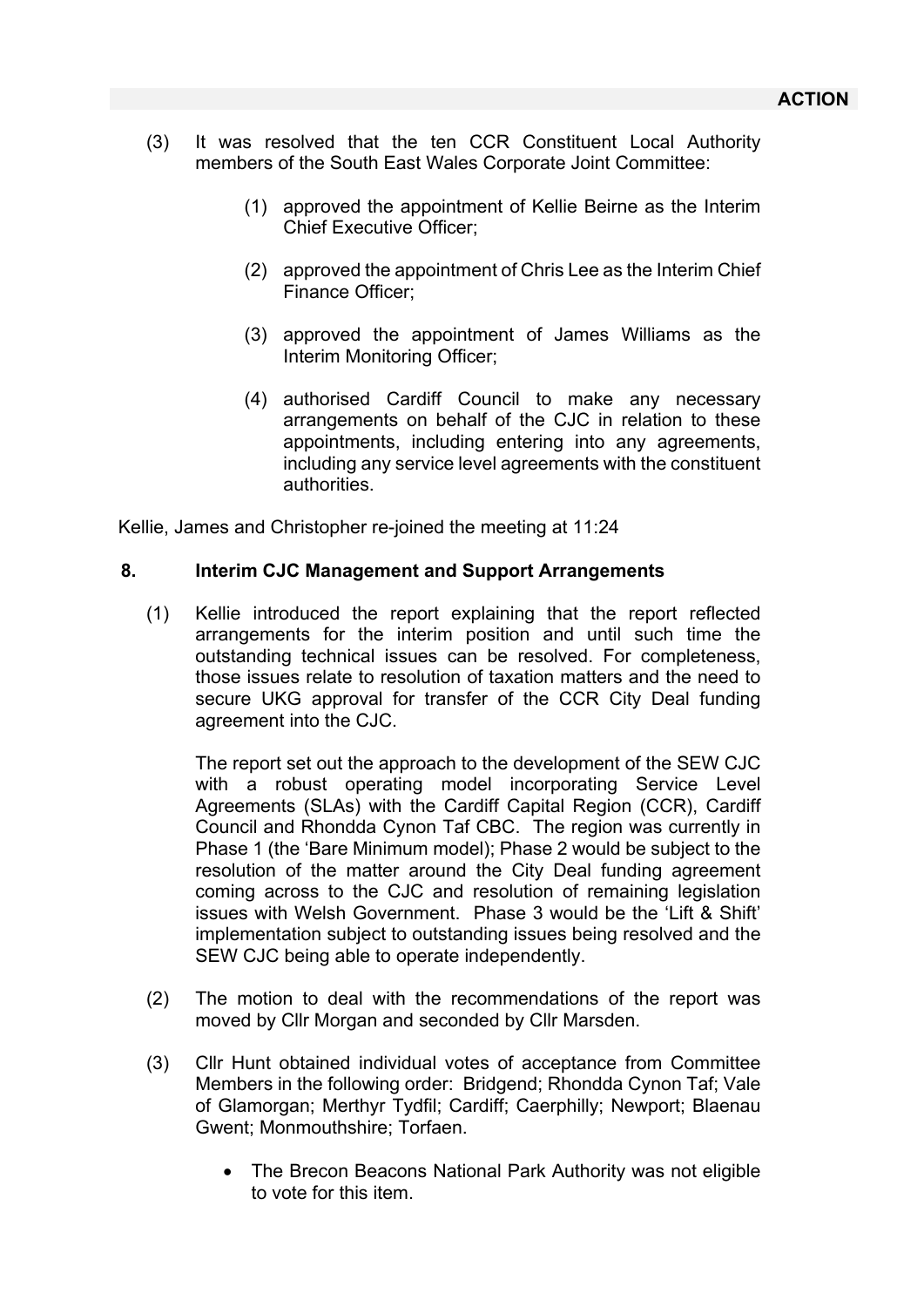**ACTION**

(3) It was resolved that the ten CCR Constituent Local Authority members of the South East Wales Corporate Joint Committee:

   (1) approved the appointment of Kellie Beirne as the Interim Chief Executive Officer;

   (2) approved the appointment of Chris Lee as the Interim Chief Finance Officer;

   (3) approved the appointment of James Williams as the Interim Monitoring Officer;

   (4) authorised Cardiff Council to make any necessary arrangements on behalf of the CJC in relation to these appointments, including entering into any agreements, including any service level agreements with the constituent authorities.

Kellie, James and Christopher re-joined the meeting at 11:24

**8. Interim CJC Management and Support Arrangements**

(1) Kellie introduced the report explaining that the report reflected arrangements for the interim position and until such time the outstanding technical issues can be resolved. For completeness, those issues relate to resolution of taxation matters and the need to secure UKG approval for transfer of the CCR City Deal funding agreement into the CJC.

The report set out the approach to the development of the SEW CJC with a robust operating model incorporating Service Level Agreements (SLAs) with the Cardiff Capital Region (CCR), Cardiff Council and Rhondda Cynon Taf CBC. The region was currently in Phase 1 (the 'Bare Minimum model); Phase 2 would be subject to the resolution of the matter around the City Deal funding agreement coming across to the CJC and resolution of remaining legislation issues with Welsh Government. Phase 3 would be the 'Lift & Shift' implementation subject to outstanding issues being resolved and the SEW CJC being able to operate independently.

(2) The motion to deal with the recommendations of the report was moved by Cllr Morgan and seconded by Cllr Marsden.

(3) Cllr Hunt obtained individual votes of acceptance from Committee Members in the following order: Bridgend; Rhondda Cynon Taf; Vale of Glamorgan; Merthyr Tydfil; Cardiff; Caerphilly; Newport; Blaenau Gwent; Monmouthshire; Torfaen.

- The Brecon Beacons National Park Authority was not eligible to vote for this item.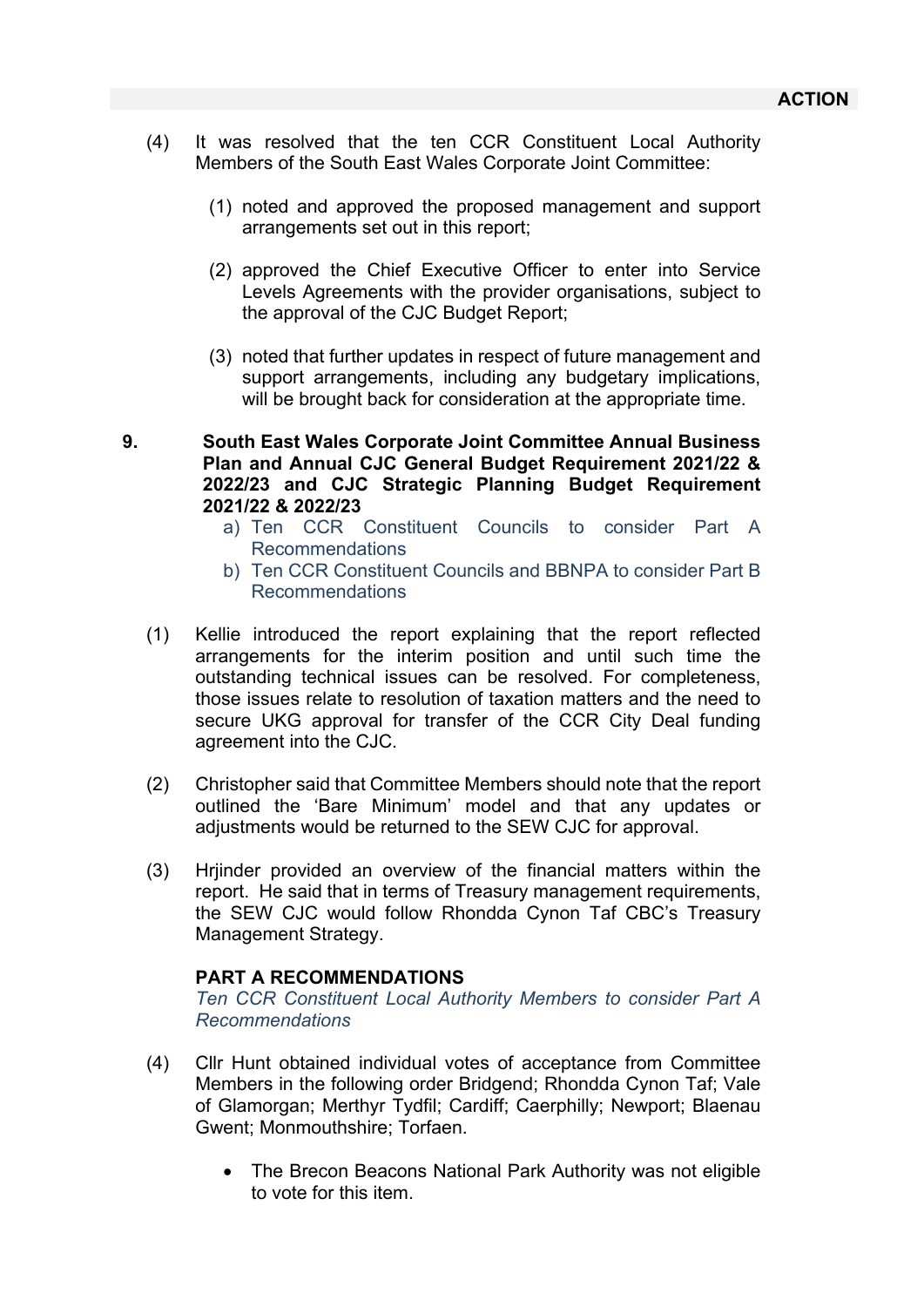**ACTION**

(4) It was resolved that the ten CCR Constituent Local Authority Members of the South East Wales Corporate Joint Committee:

(1) noted and approved the proposed management and support arrangements set out in this report;

(2) approved the Chief Executive Officer to enter into Service Levels Agreements with the provider organisations, subject to the approval of the CJC Budget Report;

(3) noted that further updates in respect of future management and support arrangements, including any budgetary implications, will be brought back for consideration at the appropriate time.

**9. South East Wales Corporate Joint Committee Annual Business Plan and Annual CJC General Budget Requirement 2021/22 & 2022/23 and CJC Strategic Planning Budget Requirement 2021/22 & 2022/23**

a) Ten CCR Constituent Councils to consider Part A Recommendations
b) Ten CCR Constituent Councils and BBNPA to consider Part B Recommendations

(1) Kellie introduced the report explaining that the report reflected arrangements for the interim position and until such time the outstanding technical issues can be resolved. For completeness, those issues relate to resolution of taxation matters and the need to secure UKG approval for transfer of the CCR City Deal funding agreement into the CJC.

(2) Christopher said that Committee Members should note that the report outlined the 'Bare Minimum' model and that any updates or adjustments would be returned to the SEW CJC for approval.

(3) Hrjinder provided an overview of the financial matters within the report. He said that in terms of Treasury management requirements, the SEW CJC would follow Rhondda Cynon Taf CBC's Treasury Management Strategy.

**PART A RECOMMENDATIONS**
*Ten CCR Constituent Local Authority Members to consider Part A Recommendations*

(4) Cllr Hunt obtained individual votes of acceptance from Committee Members in the following order Bridgend; Rhondda Cynon Taf; Vale of Glamorgan; Merthyr Tydfil; Cardiff; Caerphilly; Newport; Blaenau Gwent; Monmouthshire; Torfaen.

- The Brecon Beacons National Park Authority was not eligible to vote for this item.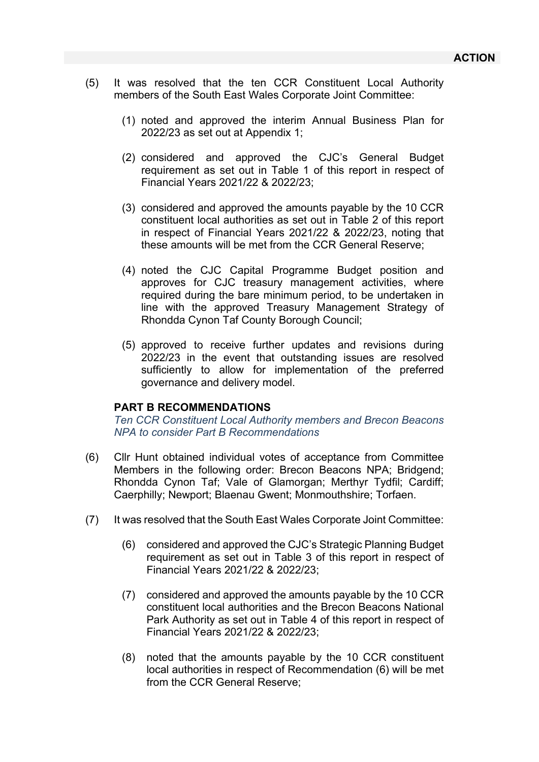**ACTION**

(5) It was resolved that the ten CCR Constituent Local Authority members of the South East Wales Corporate Joint Committee:

   (1) noted and approved the interim Annual Business Plan for 2022/23 as set out at Appendix 1;

   (2) considered and approved the CJC's General Budget requirement as set out in Table 1 of this report in respect of Financial Years 2021/22 & 2022/23;

   (3) considered and approved the amounts payable by the 10 CCR constituent local authorities as set out in Table 2 of this report in respect of Financial Years 2021/22 & 2022/23, noting that these amounts will be met from the CCR General Reserve;

   (4) noted the CJC Capital Programme Budget position and approves for CJC treasury management activities, where required during the bare minimum period, to be undertaken in line with the approved Treasury Management Strategy of Rhondda Cynon Taf County Borough Council;

   (5) approved to receive further updates and revisions during 2022/23 in the event that outstanding issues are resolved sufficiently to allow for implementation of the preferred governance and delivery model.

**PART B RECOMMENDATIONS**

*Ten CCR Constituent Local Authority members and Brecon Beacons NPA to consider Part B Recommendations*

(6) Cllr Hunt obtained individual votes of acceptance from Committee Members in the following order: Brecon Beacons NPA; Bridgend; Rhondda Cynon Taf; Vale of Glamorgan; Merthyr Tydfil; Cardiff; Caerphilly; Newport; Blaenau Gwent; Monmouthshire; Torfaen.

(7) It was resolved that the South East Wales Corporate Joint Committee:

   (6) considered and approved the CJC's Strategic Planning Budget requirement as set out in Table 3 of this report in respect of Financial Years 2021/22 & 2022/23;

   (7) considered and approved the amounts payable by the 10 CCR constituent local authorities and the Brecon Beacons National Park Authority as set out in Table 4 of this report in respect of Financial Years 2021/22 & 2022/23;

   (8) noted that the amounts payable by the 10 CCR constituent local authorities in respect of Recommendation (6) will be met from the CCR General Reserve;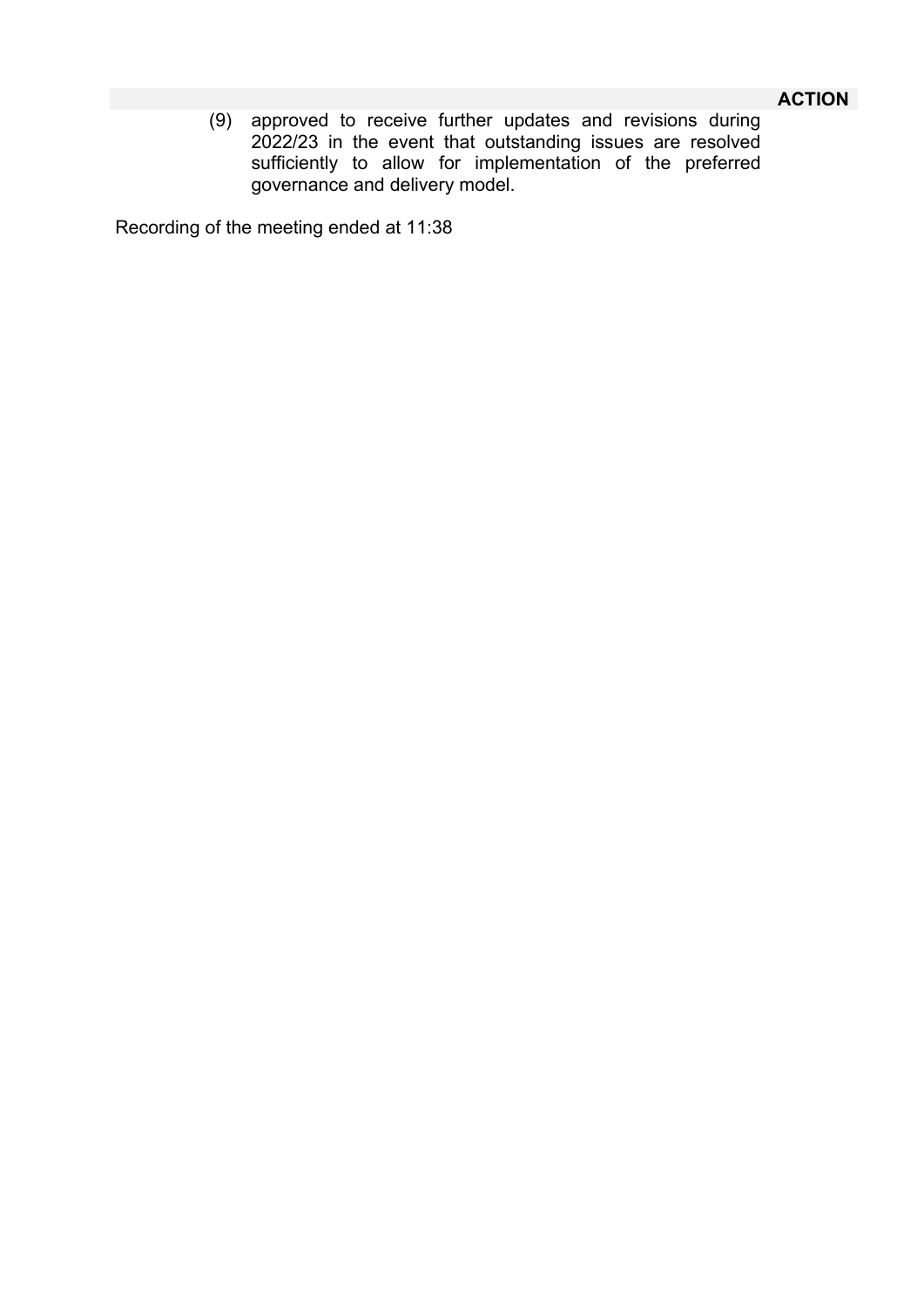**ACTION**

(9) approved to receive further updates and revisions during 2022/23 in the event that outstanding issues are resolved sufficiently to allow for implementation of the preferred governance and delivery model.

Recording of the meeting ended at 11:38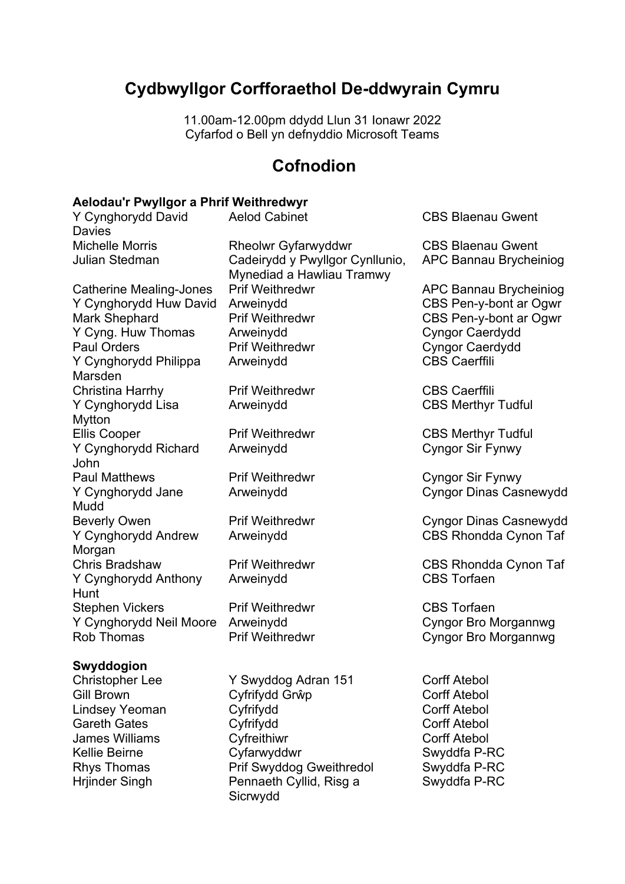# Cydbwyllgor Corfforaethol De-ddwyrain Cymru

11.00am-12.00pm ddydd Llun 31 Ionawr 2022
Cyfarfod o Bell yn defnyddio Microsoft Teams

## Cofnodion

**Aelodau'r Pwyllgor a Phrif Weithredwyr**

| | | |
|---|---|---|
| Y Cynghorydd David Davies | Aelod Cabinet | CBS Blaenau Gwent |
| Michelle Morris | Rheolwr Gyfarwyddwr | CBS Blaenau Gwent |
| Julian Stedman | Cadeirydd y Pwyllgor Cynllunio, Mynediad a Hawliau Tramwy | APC Bannau Brycheiniog |
| Catherine Mealing-Jones | Prif Weithredwr | APC Bannau Brycheiniog |
| Y Cynghorydd Huw David | Arweinydd | CBS Pen-y-bont ar Ogwr |
| Mark Shephard | Prif Weithredwr | CBS Pen-y-bont ar Ogwr |
| Y Cyng. Huw Thomas | Arweinydd | Cyngor Caerdydd |
| Paul Orders | Prif Weithredwr | Cyngor Caerdydd |
| Y Cynghorydd Philippa Marsden | Arweinydd | CBS Caerffili |
| Christina Harrhy | Prif Weithredwr | CBS Caerffili |
| Y Cynghorydd Lisa Mytton | Arweinydd | CBS Merthyr Tudful |
| Ellis Cooper | Prif Weithredwr | CBS Merthyr Tudful |
| Y Cynghorydd Richard John | Arweinydd | Cyngor Sir Fynwy |
| Paul Matthews | Prif Weithredwr | Cyngor Sir Fynwy |
| Y Cynghorydd Jane Mudd | Arweinydd | Cyngor Dinas Casnewydd |
| Beverly Owen | Prif Weithredwr | Cyngor Dinas Casnewydd |
| Y Cynghorydd Andrew Morgan | Arweinydd | CBS Rhondda Cynon Taf |
| Chris Bradshaw | Prif Weithredwr | CBS Rhondda Cynon Taf |
| Y Cynghorydd Anthony Hunt | Arweinydd | CBS Torfaen |
| Stephen Vickers | Prif Weithredwr | CBS Torfaen |
| Y Cynghorydd Neil Moore | Arweinydd | Cyngor Bro Morgannwg |
| Rob Thomas | Prif Weithredwr | Cyngor Bro Morgannwg |

**Swyddogion**

| | | |
|---|---|---|
| Christopher Lee | Y Swyddog Adran 151 | Corff Atebol |
| Gill Brown | Cyfrifydd Grŵp | Corff Atebol |
| Lindsey Yeoman | Cyfrifydd | Corff Atebol |
| Gareth Gates | Cyfrifydd | Corff Atebol |
| James Williams | Cyfreithiwr | Corff Atebol |
| Kellie Beirne | Cyfarwyddwr | Swyddfa P-RC |
| Rhys Thomas | Prif Swyddog Gweithredol | Swyddfa P-RC |
| Hrjinder Singh | Pennaeth Cyllid, Risg a Sicrwydd | Swyddfa P-RC |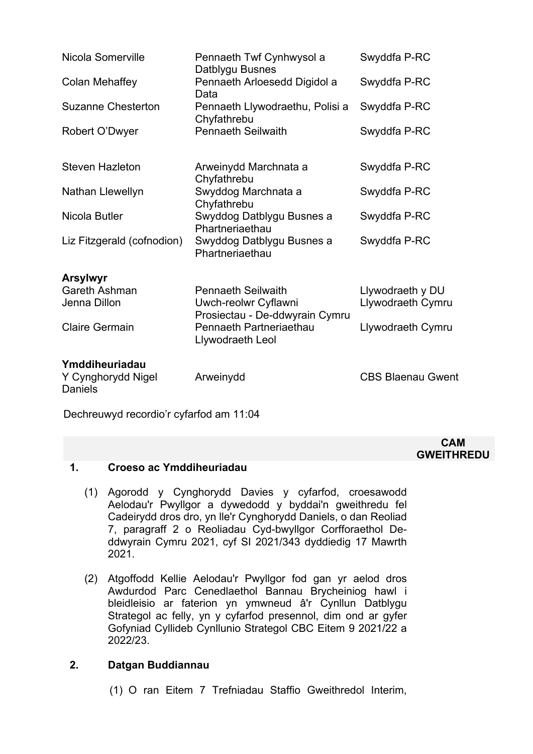| | | |
|---|---|---|
| Nicola Somerville | Pennaeth Twf Cynhwysol a Datblygu Busnes | Swyddfa P-RC |
| Colan Mehaffey | Pennaeth Arloesedd Digidol a Data | Swyddfa P-RC |
| Suzanne Chesterton | Pennaeth Llywodraethu, Polisi a Chyfathrebu | Swyddfa P-RC |
| Robert O'Dwyer | Pennaeth Seilwaith | Swyddfa P-RC |
| Steven Hazleton | Arweinydd Marchnata a Chyfathrebu | Swyddfa P-RC |
| Nathan Llewellyn | Swyddog Marchnata a Chyfathrebu | Swyddfa P-RC |
| Nicola Butler | Swyddog Datblygu Busnes a Phartneriaethau | Swyddfa P-RC |
| Liz Fitzgerald (cofnodion) | Swyddog Datblygu Busnes a Phartneriaethau | Swyddfa P-RC |
| **Arsylwyr** | | |
| Gareth Ashman | Pennaeth Seilwaith | Llywodraeth y DU |
| Jenna Dillon | Uwch-reolwr Cyflawni Prosiectau - De-ddwyrain Cymru | Llywodraeth Cymru |
| Claire Germain | Pennaeth Partneriaethau Llywodraeth Leol | Llywodraeth Cymru |
| **Ymddiheuriadau** | | |
| Y Cynghorydd Nigel Daniels | Arweinydd | CBS Blaenau Gwent |

Dechreuwyd recordio'r cyfarfod am 11:04

| | | CAM GWEITHREDU |
|---|---|---|

## 1. Croeso ac Ymddiheuriadau

(1) Agorodd y Cynghorydd Davies y cyfarfod, croesawodd Aelodau'r Pwyllgor a dywedodd y byddai'n gweithredu fel Cadeirydd dros dro, yn lle'r Cynghorydd Daniels, o dan Reoliad 7, paragraff 2 o Reoliadau Cyd-bwyllgor Corfforaethol De-ddwyrain Cymru 2021, cyf SI 2021/343 dyddiedig 17 Mawrth 2021.

(2) Atgoffodd Kellie Aelodau'r Pwyllgor fod gan yr aelod dros Awdurdod Parc Cenedlaethol Bannau Brycheiniog hawl i bleidleisio ar faterion yn ymwneud â'r Cynllun Datblygu Strategol ac felly, yn y cyfarfod presennol, dim ond ar gyfer Gofyniad Cyllideb Cynllunio Strategol CBC Eitem 9 2021/22 a 2022/23.

## 2. Datgan Buddiannau

(1) O ran Eitem 7 Trefniadau Staffio Gweithredol Interim,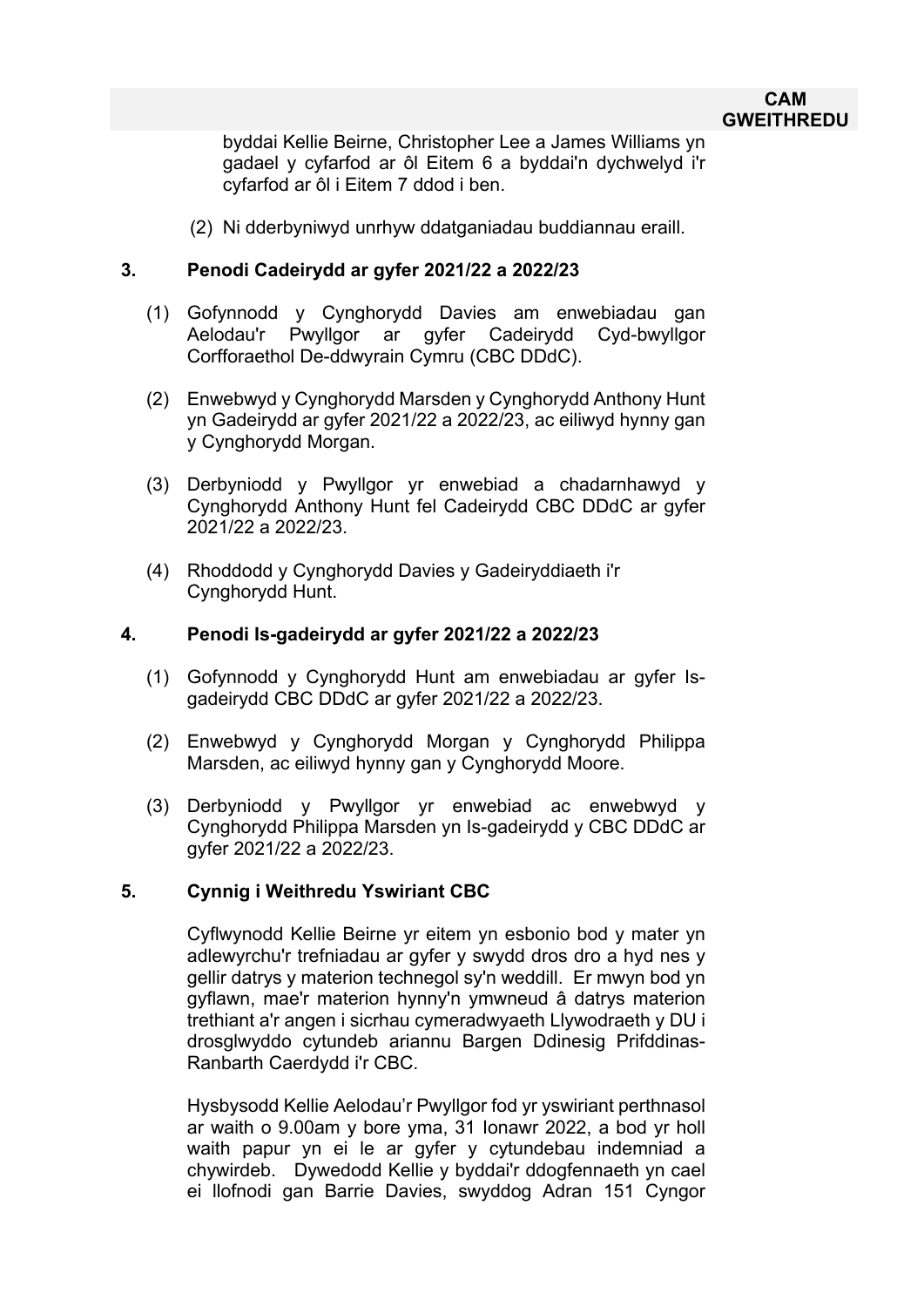**CAM GWEITHREDU**

byddai Kellie Beirne, Christopher Lee a James Williams yn gadael y cyfarfod ar ôl Eitem 6 a byddai'n dychwelyd i'r cyfarfod ar ôl i Eitem 7 ddod i ben.

(2) Ni dderbyniwyd unrhyw ddatganiadau buddiannau eraill.

**3. Penodi Cadeirydd ar gyfer 2021/22 a 2022/23**

(1) Gofynnodd y Cynghorydd Davies am enwebiadau gan Aelodau'r Pwyllgor ar gyfer Cadeirydd Cyd-bwyllgor Corfforaethol De-ddwyrain Cymru (CBC DDdC).

(2) Enwebwyd y Cynghorydd Marsden y Cynghorydd Anthony Hunt yn Gadeirydd ar gyfer 2021/22 a 2022/23, ac eiliwyd hynny gan y Cynghorydd Morgan.

(3) Derbyniodd y Pwyllgor yr enwebiad a chadarnhawyd y Cynghorydd Anthony Hunt fel Cadeirydd CBC DDdC ar gyfer 2021/22 a 2022/23.

(4) Rhoddodd y Cynghorydd Davies y Gadeiryddiaeth i'r Cynghorydd Hunt.

**4. Penodi Is-gadeirydd ar gyfer 2021/22 a 2022/23**

(1) Gofynnodd y Cynghorydd Hunt am enwebiadau ar gyfer Is-gadeirydd CBC DDdC ar gyfer 2021/22 a 2022/23.

(2) Enwebwyd y Cynghorydd Morgan y Cynghorydd Philippa Marsden, ac eiliwyd hynny gan y Cynghorydd Moore.

(3) Derbyniodd y Pwyllgor yr enwebiad ac enwebwyd y Cynghorydd Philippa Marsden yn Is-gadeirydd y CBC DDdC ar gyfer 2021/22 a 2022/23.

**5. Cynnig i Weithredu Yswiriant CBC**

Cyflwynodd Kellie Beirne yr eitem yn esbonio bod y mater yn adlewyrchu'r trefniadau ar gyfer y swydd dros dro a hyd nes y gellir datrys y materion technegol sy'n weddill. Er mwyn bod yn gyflawn, mae'r materion hynny'n ymwneud â datrys materion trethiant a'r angen i sicrhau cymeradwyaeth Llywodraeth y DU i drosglwyddo cytundeb ariannu Bargen Ddinesig Prifddinas-Ranbarth Caerdydd i'r CBC.

Hysbysodd Kellie Aelodau'r Pwyllgor fod yr yswiriant perthnasol ar waith o 9.00am y bore yma, 31 Ionawr 2022, a bod yr holl waith papur yn ei le ar gyfer y cytundebau indemniad a chywirdeb. Dywedodd Kellie y byddai'r ddogfennaeth yn cael ei llofnodi gan Barrie Davies, swyddog Adran 151 Cyngor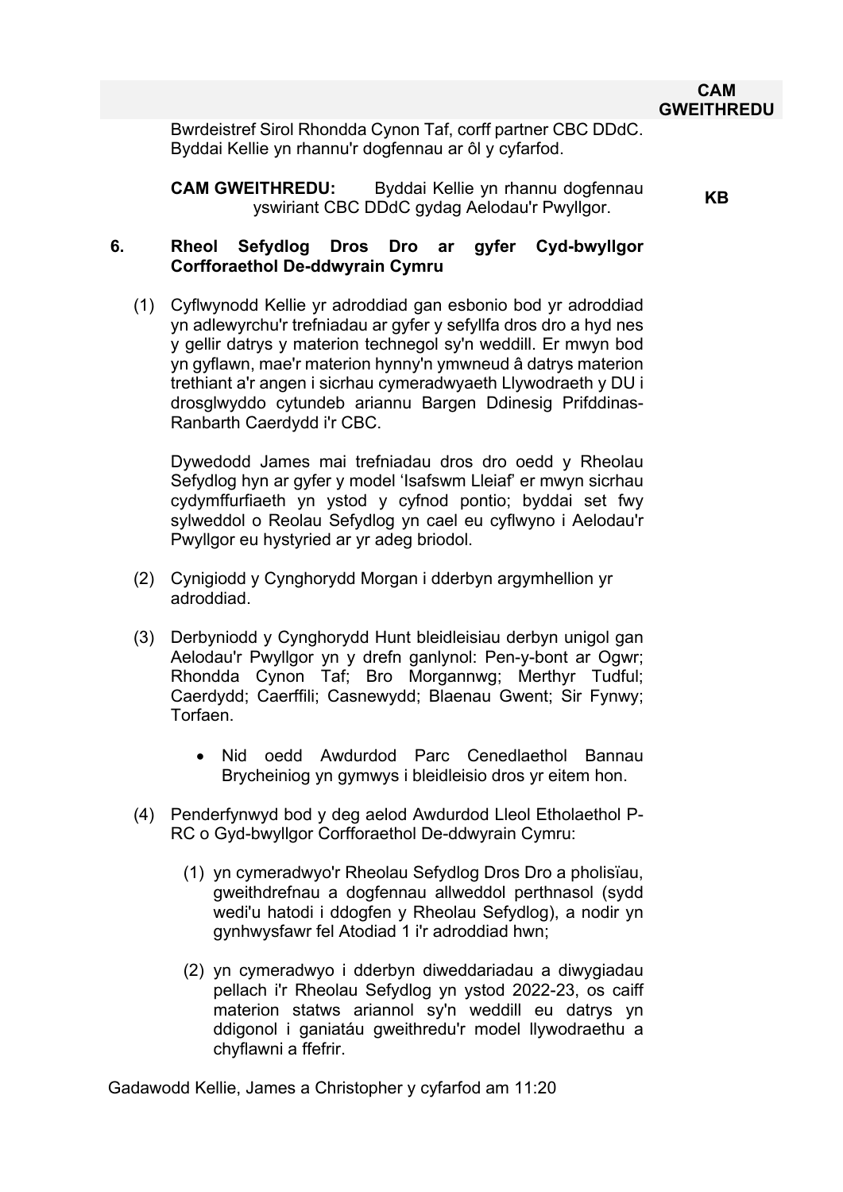**CAM GWEITHREDU**

Bwrdeistref Sirol Rhondda Cynon Taf, corff partner CBC DDdC. Byddai Kellie yn rhannu'r dogfennau ar ôl y cyfarfod.

**CAM GWEITHREDU:** Byddai Kellie yn rhannu dogfennau yswiriant CBC DDdC gydag Aelodau'r Pwyllgor. — **KB**

**6. Rheol Sefydlog Dros Dro ar gyfer Cyd-bwyllgor Corfforaethol De-ddwyrain Cymru**

(1) Cyflwynodd Kellie yr adroddiad gan esbonio bod yr adroddiad yn adlewyrchu'r trefniadau ar gyfer y sefyllfa dros dro a hyd nes y gellir datrys y materion technegol sy'n weddill. Er mwyn bod yn gyflawn, mae'r materion hynny'n ymwneud â datrys materion trethiant a'r angen i sicrhau cymeradwyaeth Llywodraeth y DU i drosglwyddo cytundeb ariannu Bargen Ddinesig Prifddinas-Ranbarth Caerdydd i'r CBC.

Dywedodd James mai trefniadau dros dro oedd y Rheolau Sefydlog hyn ar gyfer y model 'Isafswm Lleiaf' er mwyn sicrhau cydymffurfiaeth yn ystod y cyfnod pontio; byddai set fwy sylweddol o Reolau Sefydlog yn cael eu cyflwyno i Aelodau'r Pwyllgor eu hystyried ar yr adeg briodol.

(2) Cynigiodd y Cynghorydd Morgan i dderbyn argymhellion yr adroddiad.

(3) Derbyniodd y Cynghorydd Hunt bleidleisiau derbyn unigol gan Aelodau'r Pwyllgor yn y drefn ganlynol: Pen-y-bont ar Ogwr; Rhondda Cynon Taf; Bro Morgannwg; Merthyr Tudful; Caerdydd; Caerffili; Casnewydd; Blaenau Gwent; Sir Fynwy; Torfaen.

- Nid oedd Awdurdod Parc Cenedlaethol Bannau Brycheiniog yn gymwys i bleidleisio dros yr eitem hon.

(4) Penderfynwyd bod y deg aelod Awdurdod Lleol Etholaethol P-RC o Gyd-bwyllgor Corfforaethol De-ddwyrain Cymru:

(1) yn cymeradwyo'r Rheolau Sefydlog Dros Dro a pholisïau, gweithdrefnau a dogfennau allweddol perthnasol (sydd wedi'u hatodi i ddogfen y Rheolau Sefydlog), a nodir yn gynhwysfawr fel Atodiad 1 i'r adroddiad hwn;

(2) yn cymeradwyo i dderbyn diweddariadau a diwygiadau pellach i'r Rheolau Sefydlog yn ystod 2022-23, os caiff materion statws ariannol sy'n weddill eu datrys yn ddigonol i ganiatáu gweithredu'r model llywodraethu a chyflawni a ffefrir.

Gadawodd Kellie, James a Christopher y cyfarfod am 11:20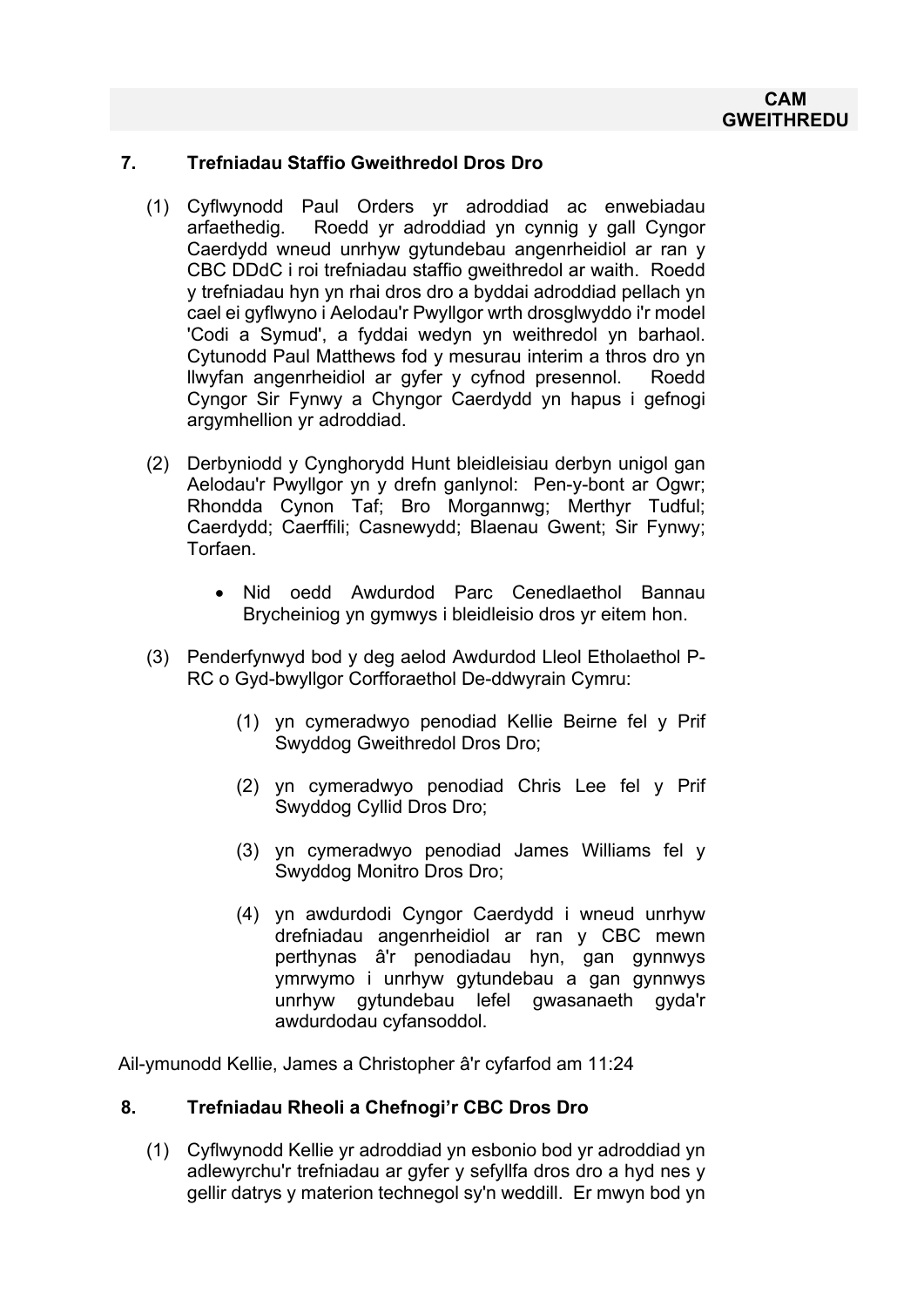**CAM GWEITHREDU**

## 7. Trefniadau Staffio Gweithredol Dros Dro

(1) Cyflwynodd Paul Orders yr adroddiad ac enwebiadau arfaethedig. Roedd yr adroddiad yn cynnig y gall Cyngor Caerdydd wneud unrhyw gytundebau angenrheidiol ar ran y CBC DDdC i roi trefniadau staffio gweithredol ar waith. Roedd y trefniadau hyn yn rhai dros dro a byddai adroddiad pellach yn cael ei gyflwyno i Aelodau'r Pwyllgor wrth drosglwyddo i'r model 'Codi a Symud', a fyddai wedyn yn weithredol yn barhaol. Cytunodd Paul Matthews fod y mesurau interim a thros dro yn llwyfan angenrheidiol ar gyfer y cyfnod presennol. Roedd Cyngor Sir Fynwy a Chyngor Caerdydd yn hapus i gefnogi argymhellion yr adroddiad.

(2) Derbyniodd y Cynghorydd Hunt bleidleisiau derbyn unigol gan Aelodau'r Pwyllgor yn y drefn ganlynol: Pen-y-bont ar Ogwr; Rhondda Cynon Taf; Bro Morgannwg; Merthyr Tudful; Caerdydd; Caerffili; Casnewydd; Blaenau Gwent; Sir Fynwy; Torfaen.

- Nid oedd Awdurdod Parc Cenedlaethol Bannau Brycheiniog yn gymwys i bleidleisio dros yr eitem hon.

(3) Penderfynwyd bod y deg aelod Awdurdod Lleol Etholaethol P-RC o Gyd-bwyllgor Corfforaethol De-ddwyrain Cymru:

(1) yn cymeradwyo penodiad Kellie Beirne fel y Prif Swyddog Gweithredol Dros Dro;

(2) yn cymeradwyo penodiad Chris Lee fel y Prif Swyddog Cyllid Dros Dro;

(3) yn cymeradwyo penodiad James Williams fel y Swyddog Monitro Dros Dro;

(4) yn awdurdodi Cyngor Caerdydd i wneud unrhyw drefniadau angenrheidiol ar ran y CBC mewn perthynas â'r penodiadau hyn, gan gynnwys ymrwymo i unrhyw gytundebau a gan gynnwys unrhyw gytundebau lefel gwasanaeth gyda'r awdurdodau cyfansoddol.

Ail-ymunodd Kellie, James a Christopher â'r cyfarfod am 11:24

## 8. Trefniadau Rheoli a Chefnogi'r CBC Dros Dro

(1) Cyflwynodd Kellie yr adroddiad yn esbonio bod yr adroddiad yn adlewyrchu'r trefniadau ar gyfer y sefyllfa dros dro a hyd nes y gellir datrys y materion technegol sy'n weddill. Er mwyn bod yn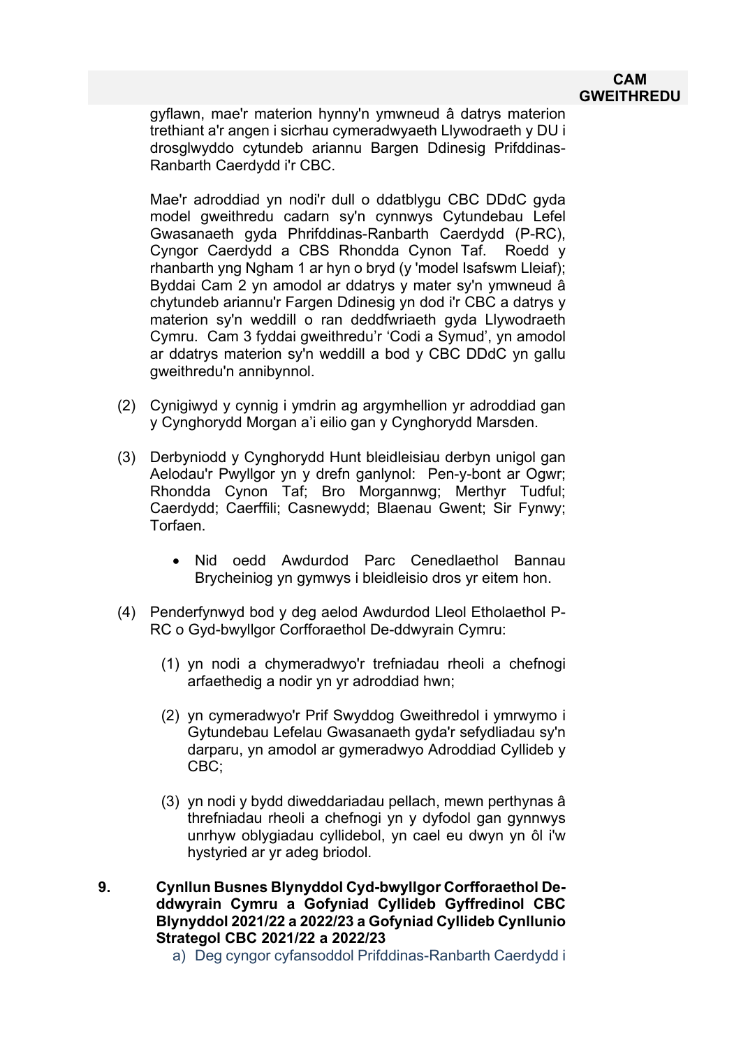gyflawn, mae'r materion hynny'n ymwneud â datrys materion trethiant a'r angen i sicrhau cymeradwyaeth Llywodraeth y DU i drosglwyddo cytundeb ariannu Bargen Ddinesig Prifddinas-Ranbarth Caerdydd i'r CBC.

Mae'r adroddiad yn nodi'r dull o ddatblygu CBC DDdC gyda model gweithredu cadarn sy'n cynnwys Cytundebau Lefel Gwasanaeth gyda Phrifddinas-Ranbarth Caerdydd (P-RC), Cyngor Caerdydd a CBS Rhondda Cynon Taf. Roedd y rhanbarth yng Ngham 1 ar hyn o bryd (y 'model Isafswm Lleiaf); Byddai Cam 2 yn amodol ar ddatrys y mater sy'n ymwneud â chytundeb ariannu'r Fargen Ddinesig yn dod i'r CBC a datrys y materion sy'n weddill o ran deddfwriaeth gyda Llywodraeth Cymru. Cam 3 fyddai gweithredu'r 'Codi a Symud', yn amodol ar ddatrys materion sy'n weddill a bod y CBC DDdC yn gallu gweithredu'n annibynnol.

(2) Cynigiwyd y cynnig i ymdrin ag argymhellion yr adroddiad gan y Cynghorydd Morgan a'i eilio gan y Cynghorydd Marsden.

(3) Derbyniodd y Cynghorydd Hunt bleidleisiau derbyn unigol gan Aelodau'r Pwyllgor yn y drefn ganlynol: Pen-y-bont ar Ogwr; Rhondda Cynon Taf; Bro Morgannwg; Merthyr Tudful; Caerdydd; Caerffili; Casnewydd; Blaenau Gwent; Sir Fynwy; Torfaen.

- Nid oedd Awdurdod Parc Cenedlaethol Bannau Brycheiniog yn gymwys i bleidleisio dros yr eitem hon.

(4) Penderfynwyd bod y deg aelod Awdurdod Lleol Etholaethol P-RC o Gyd-bwyllgor Corfforaethol De-ddwyrain Cymru:

(1) yn nodi a chymeradwyo'r trefniadau rheoli a chefnogi arfaethedig a nodir yn yr adroddiad hwn;

(2) yn cymeradwyo'r Prif Swyddog Gweithredol i ymrwymo i Gytundebau Lefelau Gwasanaeth gyda'r sefydliadau sy'n darparu, yn amodol ar gymeradwyo Adroddiad Cyllideb y CBC;

(3) yn nodi y bydd diweddariadau pellach, mewn perthynas â threfniadau rheoli a chefnogi yn y dyfodol gan gynnwys unrhyw oblygiadau cyllidebol, yn cael eu dwyn yn ôl i'w hystyried ar yr adeg briodol.

**9. Cynllun Busnes Blynyddol Cyd-bwyllgor Corfforaethol De-ddwyrain Cymru a Gofyniad Cyllideb Gyffredinol CBC Blynyddol 2021/22 a 2022/23 a Gofyniad Cyllideb Cynllunio Strategol CBC 2021/22 a 2022/23**

a) Deg cyngor cyfansoddol Prifddinas-Ranbarth Caerdydd i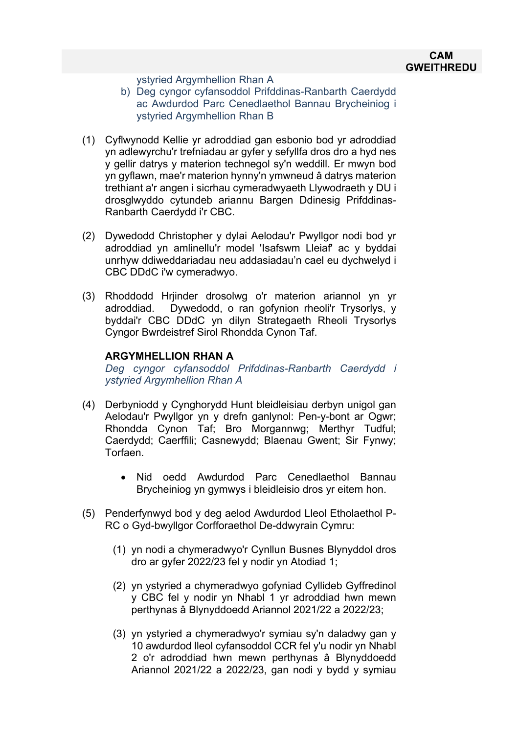**CAM GWEITHREDU**

ystyried Argymhellion Rhan A

b) Deg cyngor cyfansoddol Prifddinas-Ranbarth Caerdydd ac Awdurdod Parc Cenedlaethol Bannau Brycheiniog i ystyried Argymhellion Rhan B

(1) Cyflwynodd Kellie yr adroddiad gan esbonio bod yr adroddiad yn adlewyrchu'r trefniadau ar gyfer y sefyllfa dros dro a hyd nes y gellir datrys y materion technegol sy'n weddill. Er mwyn bod yn gyflawn, mae'r materion hynny'n ymwneud â datrys materion trethiant a'r angen i sicrhau cymeradwyaeth Llywodraeth y DU i drosglwyddo cytundeb ariannu Bargen Ddinesig Prifddinas-Ranbarth Caerdydd i'r CBC.

(2) Dywedodd Christopher y dylai Aelodau'r Pwyllgor nodi bod yr adroddiad yn amlinellu'r model 'Isafswm Lleiaf' ac y byddai unrhyw ddiweddariadau neu addasiadau'n cael eu dychwelyd i CBC DDdC i'w cymeradwyo.

(3) Rhoddodd Hrjinder drosolwg o'r materion ariannol yn yr adroddiad. Dywedodd, o ran gofynion rheoli'r Trysorlys, y byddai'r CBC DDdC yn dilyn Strategaeth Rheoli Trysorlys Cyngor Bwrdeistref Sirol Rhondda Cynon Taf.

**ARGYMHELLION RHAN A**

*Deg cyngor cyfansoddol Prifddinas-Ranbarth Caerdydd i ystyried Argymhellion Rhan A*

(4) Derbyniodd y Cynghorydd Hunt bleidleisiau derbyn unigol gan Aelodau'r Pwyllgor yn y drefn ganlynol: Pen-y-bont ar Ogwr; Rhondda Cynon Taf; Bro Morgannwg; Merthyr Tudful; Caerdydd; Caerffili; Casnewydd; Blaenau Gwent; Sir Fynwy; Torfaen.

- Nid oedd Awdurdod Parc Cenedlaethol Bannau Brycheiniog yn gymwys i bleidleisio dros yr eitem hon.

(5) Penderfynwyd bod y deg aelod Awdurdod Lleol Etholaethol P-RC o Gyd-bwyllgor Corfforaethol De-ddwyrain Cymru:

(1) yn nodi a chymeradwyo'r Cynllun Busnes Blynyddol dros dro ar gyfer 2022/23 fel y nodir yn Atodiad 1;

(2) yn ystyried a chymeradwyo gofyniad Cyllideb Gyffredinol y CBC fel y nodir yn Nhabl 1 yr adroddiad hwn mewn perthynas â Blynyddoedd Ariannol 2021/22 a 2022/23;

(3) yn ystyried a chymeradwyo'r symiau sy'n daladwy gan y 10 awdurdod lleol cyfansoddol CCR fel y'u nodir yn Nhabl 2 o'r adroddiad hwn mewn perthynas â Blynyddoedd Ariannol 2021/22 a 2022/23, gan nodi y bydd y symiau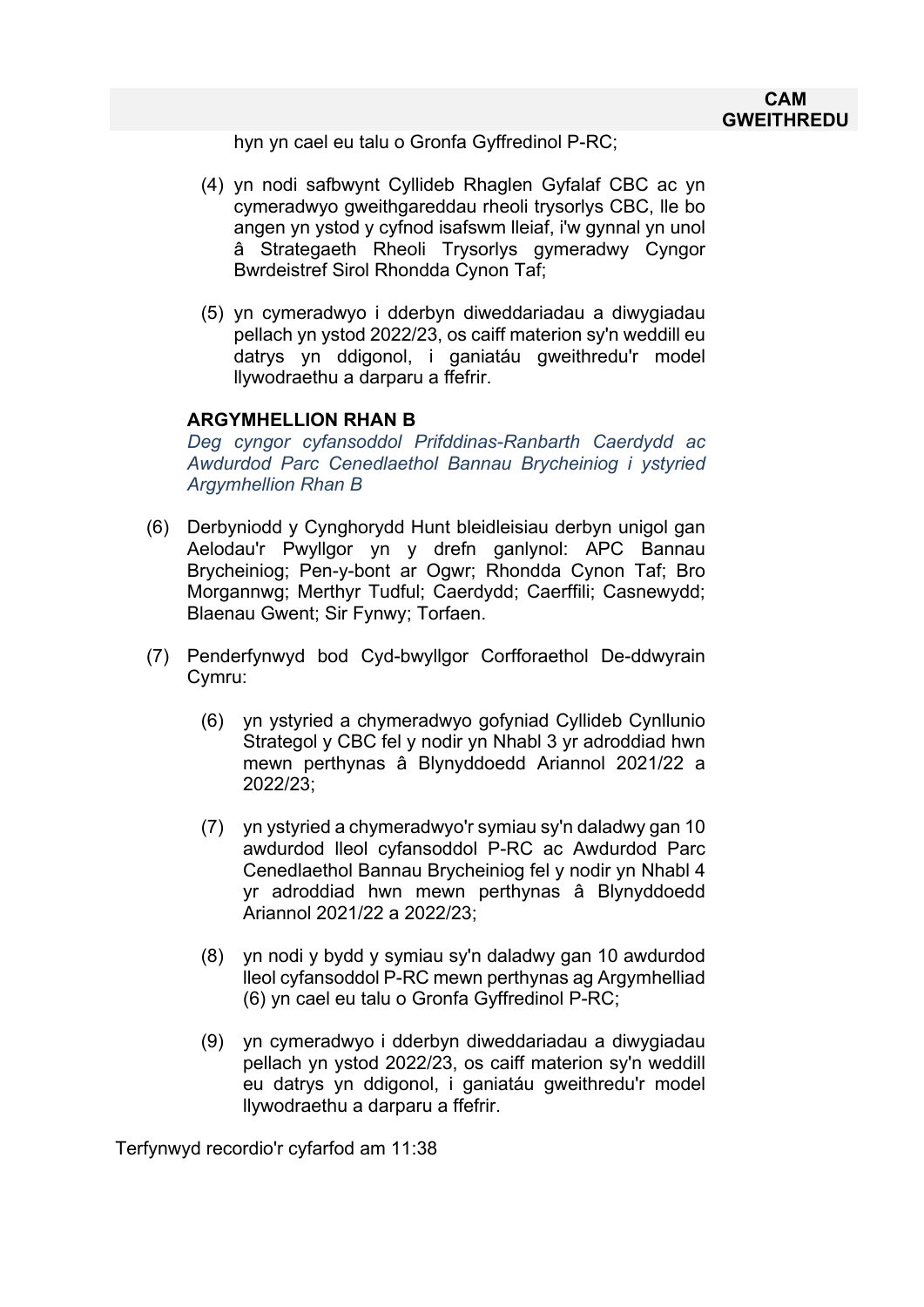hyn yn cael eu talu o Gronfa Gyffredinol P-RC;

(4) yn nodi safbwynt Cyllideb Rhaglen Gyfalaf CBC ac yn cymeradwyo gweithgareddau rheoli trysorlys CBC, lle bo angen yn ystod y cyfnod isafswm lleiaf, i'w gynnal yn unol â Strategaeth Rheoli Trysorlys gymeradwy Cyngor Bwrdeistref Sirol Rhondda Cynon Taf;

(5) yn cymeradwyo i dderbyn diweddariadau a diwygiadau pellach yn ystod 2022/23, os caiff materion sy'n weddill eu datrys yn ddigonol, i ganiatáu gweithredu'r model llywodraethu a darparu a ffefrir.

**ARGYMHELLION RHAN B**

*Deg cyngor cyfansoddol Prifddinas-Ranbarth Caerdydd ac Awdurdod Parc Cenedlaethol Bannau Brycheiniog i ystyried Argymhellion Rhan B*

(6) Derbyniodd y Cynghorydd Hunt bleidleisiau derbyn unigol gan Aelodau'r Pwyllgor yn y drefn ganlynol: APC Bannau Brycheiniog; Pen-y-bont ar Ogwr; Rhondda Cynon Taf; Bro Morgannwg; Merthyr Tudful; Caerdydd; Caerffili; Casnewydd; Blaenau Gwent; Sir Fynwy; Torfaen.

(7) Penderfynwyd bod Cyd-bwyllgor Corfforaethol De-ddwyrain Cymru:

(6) yn ystyried a chymeradwyo gofyniad Cyllideb Cynllunio Strategol y CBC fel y nodir yn Nhabl 3 yr adroddiad hwn mewn perthynas â Blynyddoedd Ariannol 2021/22 a 2022/23;

(7) yn ystyried a chymeradwyo'r symiau sy'n daladwy gan 10 awdurdod lleol cyfansoddol P-RC ac Awdurdod Parc Cenedlaethol Bannau Brycheiniog fel y nodir yn Nhabl 4 yr adroddiad hwn mewn perthynas â Blynyddoedd Ariannol 2021/22 a 2022/23;

(8) yn nodi y bydd y symiau sy'n daladwy gan 10 awdurdod lleol cyfansoddol P-RC mewn perthynas ag Argymhelliad (6) yn cael eu talu o Gronfa Gyffredinol P-RC;

(9) yn cymeradwyo i dderbyn diweddariadau a diwygiadau pellach yn ystod 2022/23, os caiff materion sy'n weddill eu datrys yn ddigonol, i ganiatáu gweithredu'r model llywodraethu a darparu a ffefrir.

Terfynwyd recordio'r cyfarfod am 11:38